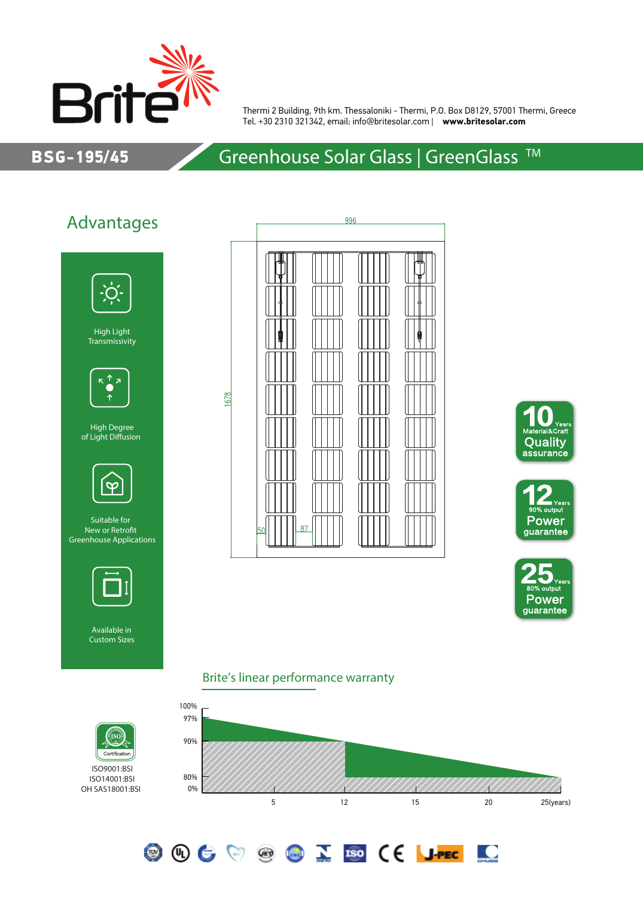Brite

Thermi 2 Building, 9th km. Thessaloniki - Thermi, P.O. Box D8129, 57001 Thermi, Greece
Tel. +30 2310 321342, email: info@britesolar.com | **www.britesolar.com**

# BSG-195/45

## Greenhouse Solar Glass | GreenGlass ™

## Advantages

- High Light Transmissivity
- High Degree of Light Diffusion
- Suitable for New or Retrofit Greenhouse Applications
- Available in Custom Sizes

996

1678

50

87

**10** Years Material&Craft **Quality assurance**

**12** Years 90% output **Power guarantee**

**25** Years 80% output **Power guarantee**

ISO Certification

ISO9001:BSI
ISO14001:BSI
OH SAS18001:BSI

## Brite's linear performance warranty

100%
97%
90%
80%
0%

5 12 15 20 25(years)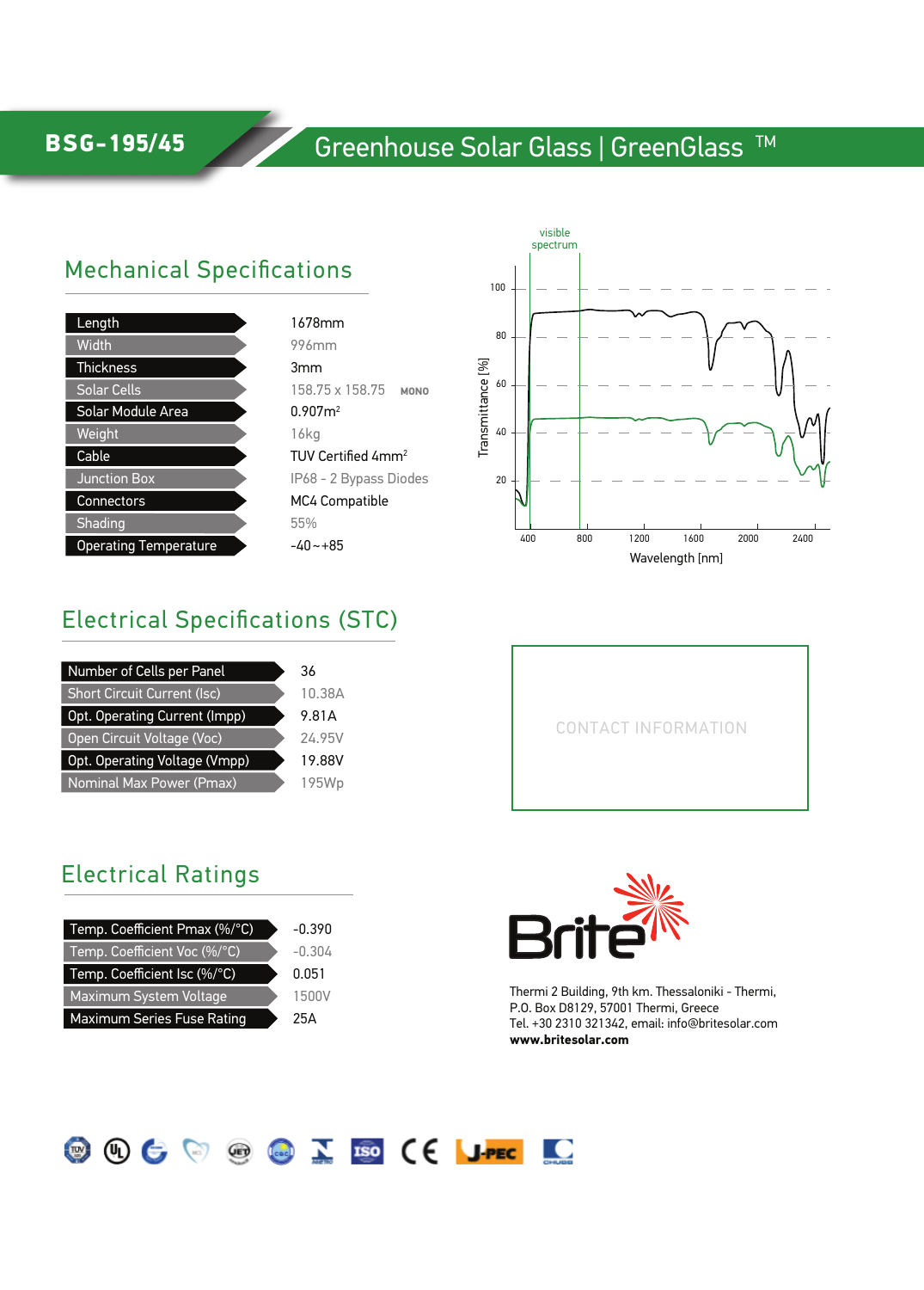# BSG-195/45

## Greenhouse Solar Glass | GreenGlass ™

## Mechanical Specifications

| | |
|---|---|
| Length | 1678mm |
| Width | 996mm |
| Thickness | 3mm |
| Solar Cells | 158.75 x 158.75 MONO |
| Solar Module Area | 0.907m² |
| Weight | 16kg |
| Cable | TUV Certified 4mm² |
| Junction Box | IP68 - 2 Bypass Diodes |
| Connectors | MC4 Compatible |
| Shading | 55% |
| Operating Temperature | -40~+85 |

visible spectrum

Transmittance [%]

100
80
60
40
20

400 800 1200 1600 2000 2400

Wavelength [nm]

## Electrical Specifications (STC)

| | |
|---|---|
| Number of Cells per Panel | 36 |
| Short Circuit Current (Isc) | 10.38A |
| Opt. Operating Current (Impp) | 9.81A |
| Open Circuit Voltage (Voc) | 24.95V |
| Opt. Operating Voltage (Vmpp) | 19.88V |
| Nominal Max Power (Pmax) | 195Wp |

CONTACT INFORMATION

## Electrical Ratings

| | |
|---|---|
| Temp. Coefficient Pmax (%/°C) | -0.390 |
| Temp. Coefficient Voc (%/°C) | -0.304 |
| Temp. Coefficient Isc (%/°C) | 0.051 |
| Maximum System Voltage | 1500V |
| Maximum Series Fuse Rating | 25A |

Brite

Thermi 2 Building, 9th km. Thessaloniki - Thermi,
P.O. Box D8129, 57001 Thermi, Greece
Tel. +30 2310 321342, email: info@britesolar.com
**www.britesolar.com**